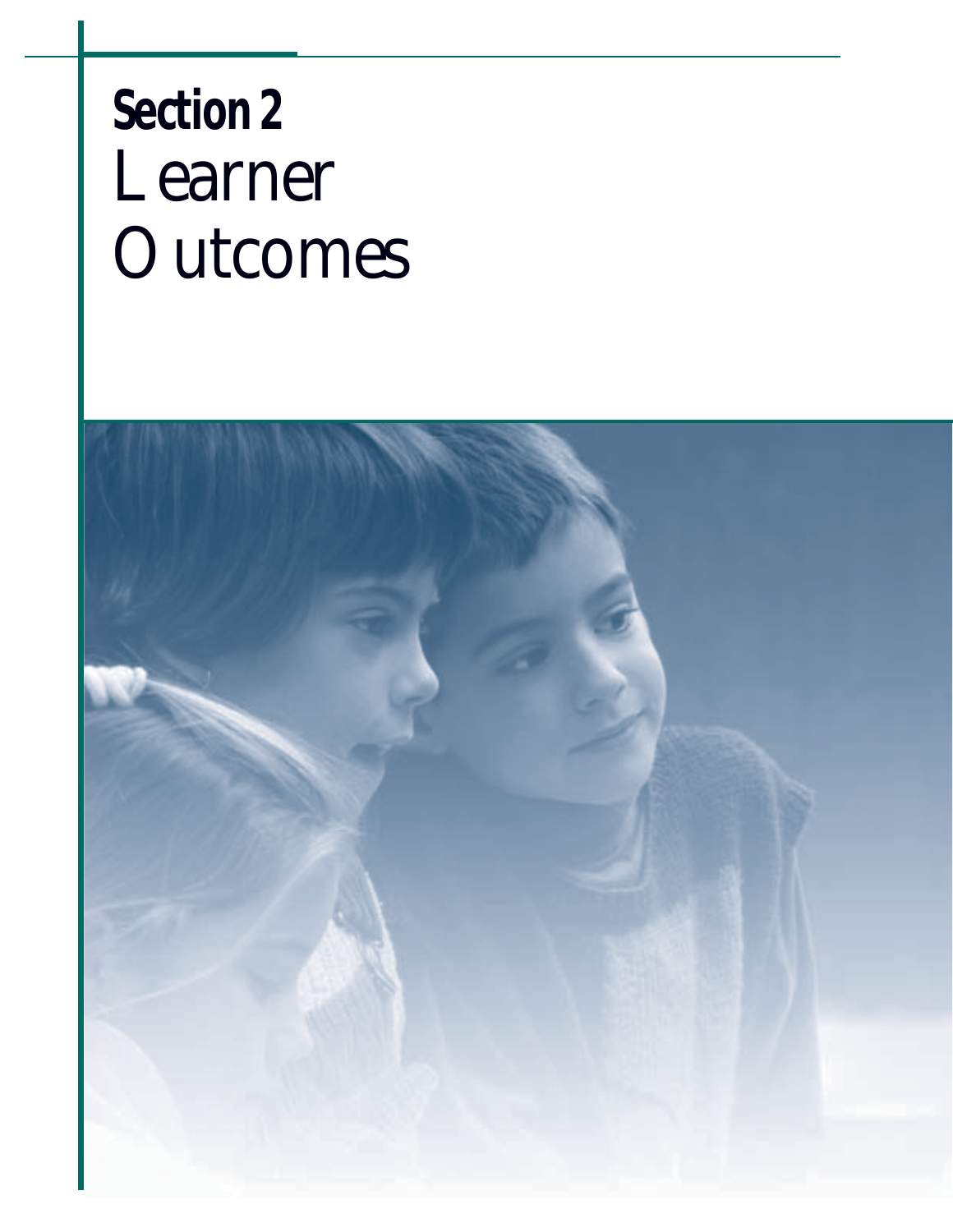# Section 2
# Learner Outcomes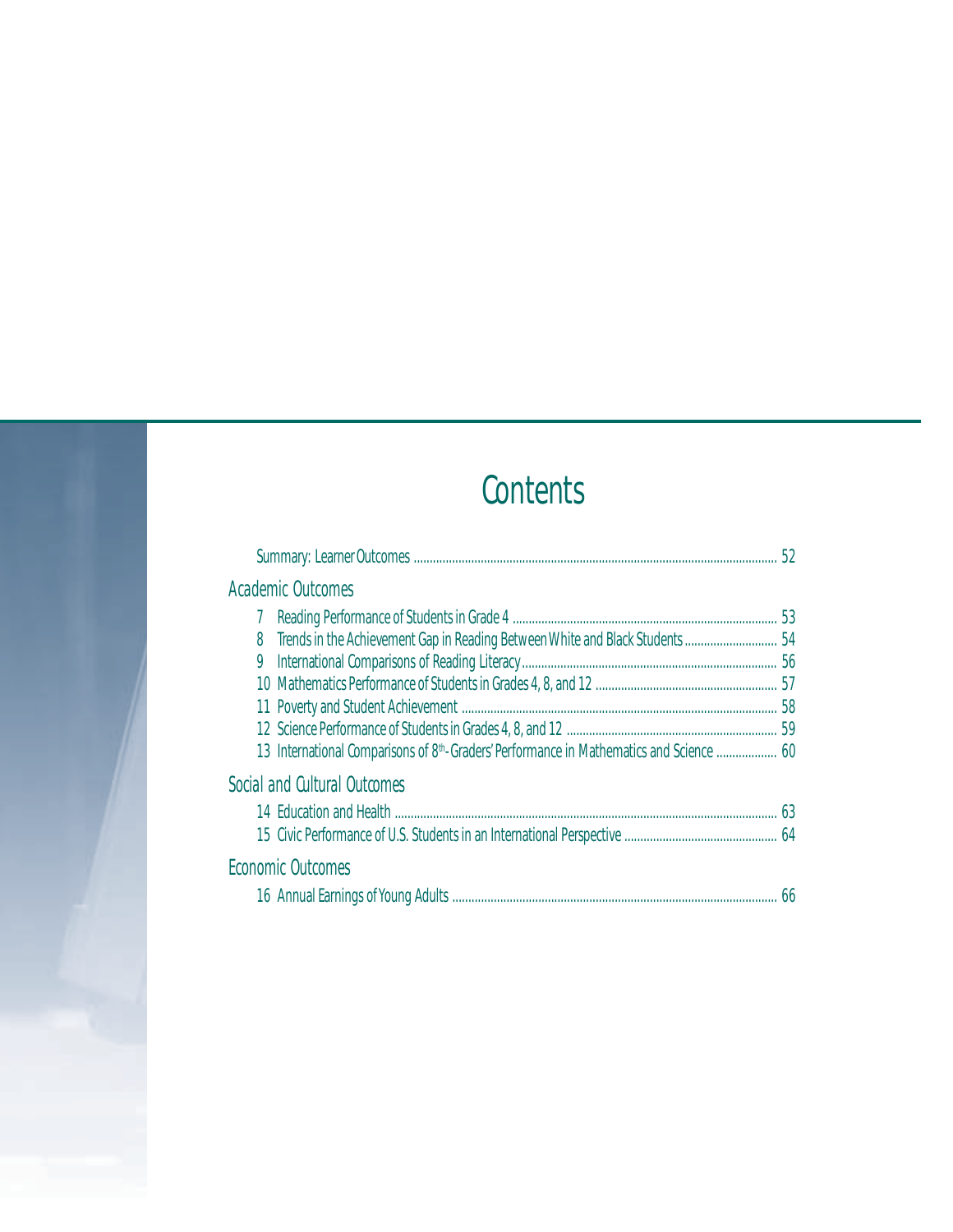# Contents

Summary: Learner Outcomes ........ 52

## Academic Outcomes

7 Reading Performance of Students in Grade 4 ........ 53

8 Trends in the Achievement Gap in Reading Between White and Black Students ........ 54

9 International Comparisons of Reading Literacy ........ 56

10 Mathematics Performance of Students in Grades 4, 8, and 12 ........ 57

11 Poverty and Student Achievement ........ 58

12 Science Performance of Students in Grades 4, 8, and 12 ........ 59

13 International Comparisons of 8th-Graders' Performance in Mathematics and Science ........ 60

## Social and Cultural Outcomes

14 Education and Health ........ 63

15 Civic Performance of U.S. Students in an International Perspective ........ 64

## Economic Outcomes

16 Annual Earnings of Young Adults ........ 66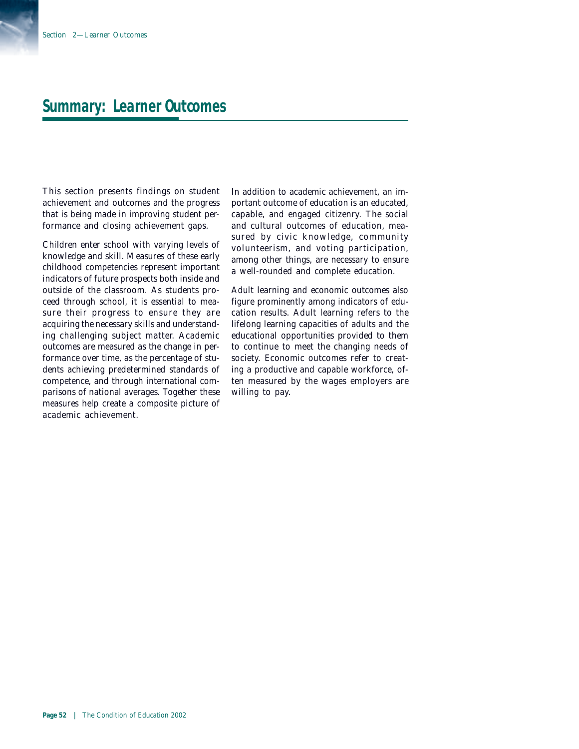# Summary: Learner Outcomes

This section presents findings on student achievement and outcomes and the progress that is being made in improving student performance and closing achievement gaps.

Children enter school with varying levels of knowledge and skill. Measures of these early childhood competencies represent important indicators of future prospects both inside and outside of the classroom. As students proceed through school, it is essential to measure their progress to ensure they are acquiring the necessary skills and understanding challenging subject matter. Academic outcomes are measured as the change in performance over time, as the percentage of students achieving predetermined standards of competence, and through international comparisons of national averages. Together these measures help create a composite picture of academic achievement.

In addition to academic achievement, an important outcome of education is an educated, capable, and engaged citizenry. The social and cultural outcomes of education, measured by civic knowledge, community volunteerism, and voting participation, among other things, are necessary to ensure a well-rounded and complete education.

Adult learning and economic outcomes also figure prominently among indicators of education results. Adult learning refers to the lifelong learning capacities of adults and the educational opportunities provided to them to continue to meet the changing needs of society. Economic outcomes refer to creating a productive and capable workforce, often measured by the wages employers are willing to pay.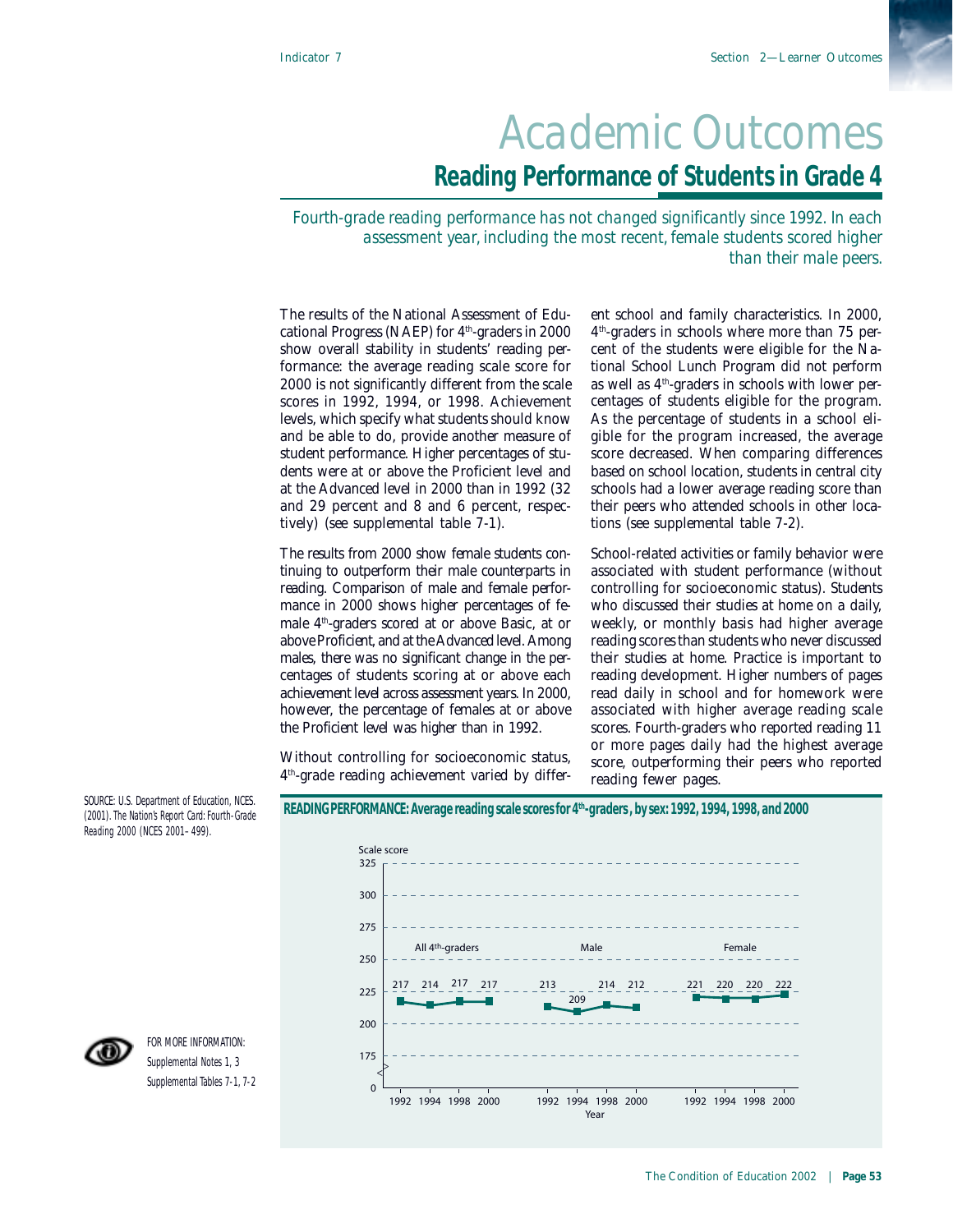# Academic Outcomes

## Reading Performance of Students in Grade 4

*Fourth-grade reading performance has not changed significantly since 1992. In each assessment year, including the most recent, female students scored higher than their male peers.*

The results of the National Assessment of Educational Progress (NAEP) for 4th-graders in 2000 show overall stability in students' reading performance: the average reading scale score for 2000 is not significantly different from the scale scores in 1992, 1994, or 1998. Achievement levels, which specify what students should know and be able to do, provide another measure of student performance. Higher percentages of students were at or above the Proficient level and at the Advanced level in 2000 than in 1992 (32 and 29 percent and 8 and 6 percent, respectively) (see supplemental table 7-1).

The results from 2000 show female students continuing to outperform their male counterparts in reading. Comparison of male and female performance in 2000 shows higher percentages of female 4th-graders scored at or above Basic, at or above Proficient, and at the Advanced level. Among males, there was no significant change in the percentages of students scoring at or above each achievement level across assessment years. In 2000, however, the percentage of females at or above the Proficient level was higher than in 1992.

Without controlling for socioeconomic status, 4th-grade reading achievement varied by different school and family characteristics. In 2000, 4th-graders in schools where more than 75 percent of the students were eligible for the National School Lunch Program did not perform as well as 4th-graders in schools with lower percentages of students eligible for the program. As the percentage of students in a school eligible for the program increased, the average score decreased. When comparing differences based on school location, students in central city schools had a lower average reading score than their peers who attended schools in other locations (see supplemental table 7-2).

School-related activities or family behavior were associated with student performance (without controlling for socioeconomic status). Students who discussed their studies at home on a daily, weekly, or monthly basis had higher average reading scores than students who never discussed their studies at home. Practice is important to reading development. Higher numbers of pages read daily in school and for homework were associated with higher average reading scale scores. Fourth-graders who reported reading 11 or more pages daily had the highest average score, outperforming their peers who reported reading fewer pages.

**READING PERFORMANCE: Average reading scale scores for 4th-graders, by sex: 1992, 1994, 1998, and 2000**

| Year | All 4th-graders | Male | Female |
|---|---|---|---|
| 1992 | 217 | 213 | 221 |
| 1994 | 214 | 209 | 220 |
| 1998 | 217 | 214 | 220 |
| 2000 | 217 | 212 | 222 |

SOURCE: U.S. Department of Education, NCES. (2001). *The Nation's Report Card: Fourth-Grade Reading 2000* (NCES 2001–499).

FOR MORE INFORMATION:
Supplemental Notes 1, 3
Supplemental Tables 7-1, 7-2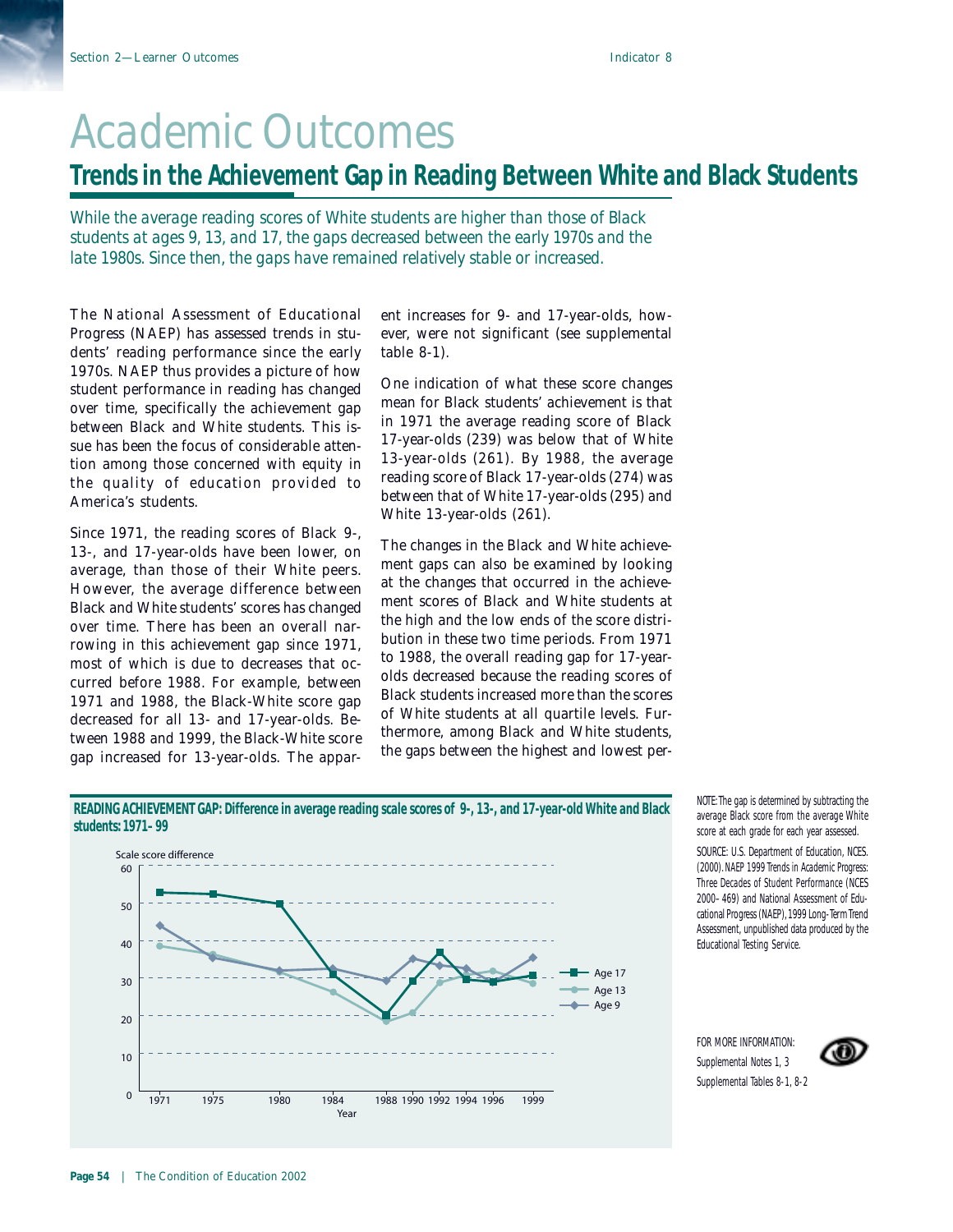# Academic Outcomes

## Trends in the Achievement Gap in Reading Between White and Black Students

*While the average reading scores of White students are higher than those of Black students at ages 9, 13, and 17, the gaps decreased between the early 1970s and the late 1980s. Since then, the gaps have remained relatively stable or increased.*

The National Assessment of Educational Progress (NAEP) has assessed trends in students' reading performance since the early 1970s. NAEP thus provides a picture of how student performance in reading has changed over time, specifically the achievement gap between Black and White students. This issue has been the focus of considerable attention among those concerned with equity in the quality of education provided to America's students.

Since 1971, the reading scores of Black 9-, 13-, and 17-year-olds have been lower, on average, than those of their White peers. However, the average difference between Black and White students' scores has changed over time. There has been an overall narrowing in this achievement gap since 1971, most of which is due to decreases that occurred before 1988. For example, between 1971 and 1988, the Black-White score gap decreased for all 13- and 17-year-olds. Between 1988 and 1999, the Black-White score gap increased for 13-year-olds. The apparent increases for 9- and 17-year-olds, however, were not significant (see supplemental table 8-1).

One indication of what these score changes mean for Black students' achievement is that in 1971 the average reading score of Black 17-year-olds (239) was below that of White 13-year-olds (261). By 1988, the average reading score of Black 17-year-olds (274) was between that of White 17-year-olds (295) and White 13-year-olds (261).

The changes in the Black and White achievement gaps can also be examined by looking at the changes that occurred in the achievement scores of Black and White students at the high and the low ends of the score distribution in these two time periods. From 1971 to 1988, the overall reading gap for 17-year-olds decreased because the reading scores of Black students increased more than the scores of White students at all quartile levels. Furthermore, among Black and White students, the gaps between the highest and lowest per-

**READING ACHIEVEMENT GAP: Difference in average reading scale scores of 9-, 13-, and 17-year-old White and Black students: 1971–99**

NOTE: The gap is determined by subtracting the average Black score from the average White score at each grade for each year assessed.

SOURCE: U.S. Department of Education, NCES. (2000). *NAEP 1999 Trends in Academic Progress: Three Decades of Student Performance* (NCES 2000–469) and National Assessment of Educational Progress (NAEP), 1999 Long-Term Trend Assessment, unpublished data produced by the Educational Testing Service.

FOR MORE INFORMATION:
Supplemental Notes 1, 3
Supplemental Tables 8-1, 8-2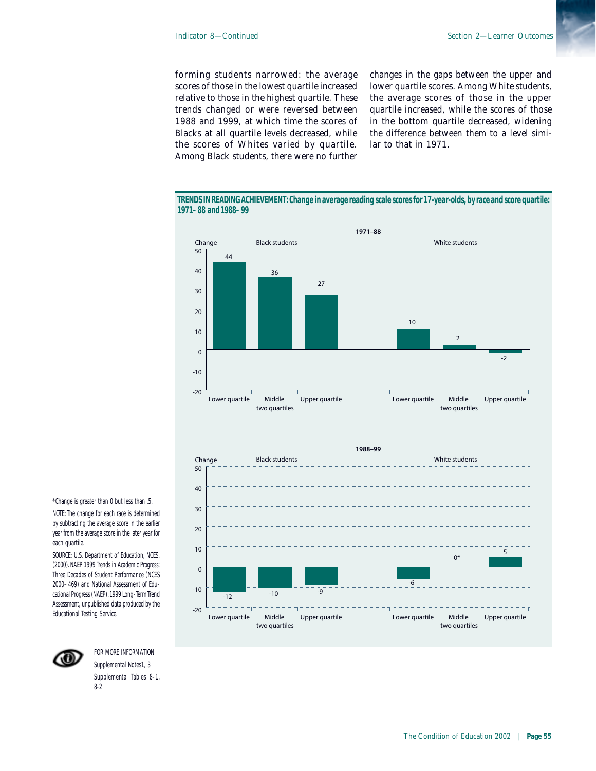forming students narrowed: the average scores of those in the lowest quartile increased relative to those in the highest quartile. These trends changed or were reversed between 1988 and 1999, at which time the scores of Blacks at all quartile levels decreased, while the scores of Whites varied by quartile. Among Black students, there were no further changes in the gaps between the upper and lower quartile scores. Among White students, the average scores of those in the upper quartile increased, while the scores of those in the bottom quartile decreased, widening the difference between them to a level similar to that in 1971.

**TRENDS IN READING ACHIEVEMENT: Change in average reading scale scores for 17-year-olds, by race and score quartile: 1971–88 and 1988–99**

**1971–88**

| Change | Lower quartile | Middle two quartiles | Upper quartile |
|---|---|---|---|
| Black students | 44 | 36 | 27 |
| White students | 10 | 2 | -2 |

**1988–99**

| Change | Lower quartile | Middle two quartiles | Upper quartile |
|---|---|---|---|
| Black students | -12 | -10 | -9 |
| White students | -6 | 0* | 5 |

*Change is greater than 0 but less than .5.

NOTE: The change for each race is determined by subtracting the average score in the earlier year from the average score in the later year for each quartile.

SOURCE: U.S. Department of Education, NCES. (2000). *NAEP 1999 Trends in Academic Progress: Three Decades of Student Performance* (NCES 2000–469) and National Assessment of Educational Progress (NAEP), 1999 Long-Term Trend Assessment, unpublished data produced by the Educational Testing Service.

FOR MORE INFORMATION:
Supplemental Notes 1, 3
Supplemental Tables 8-1, 8-2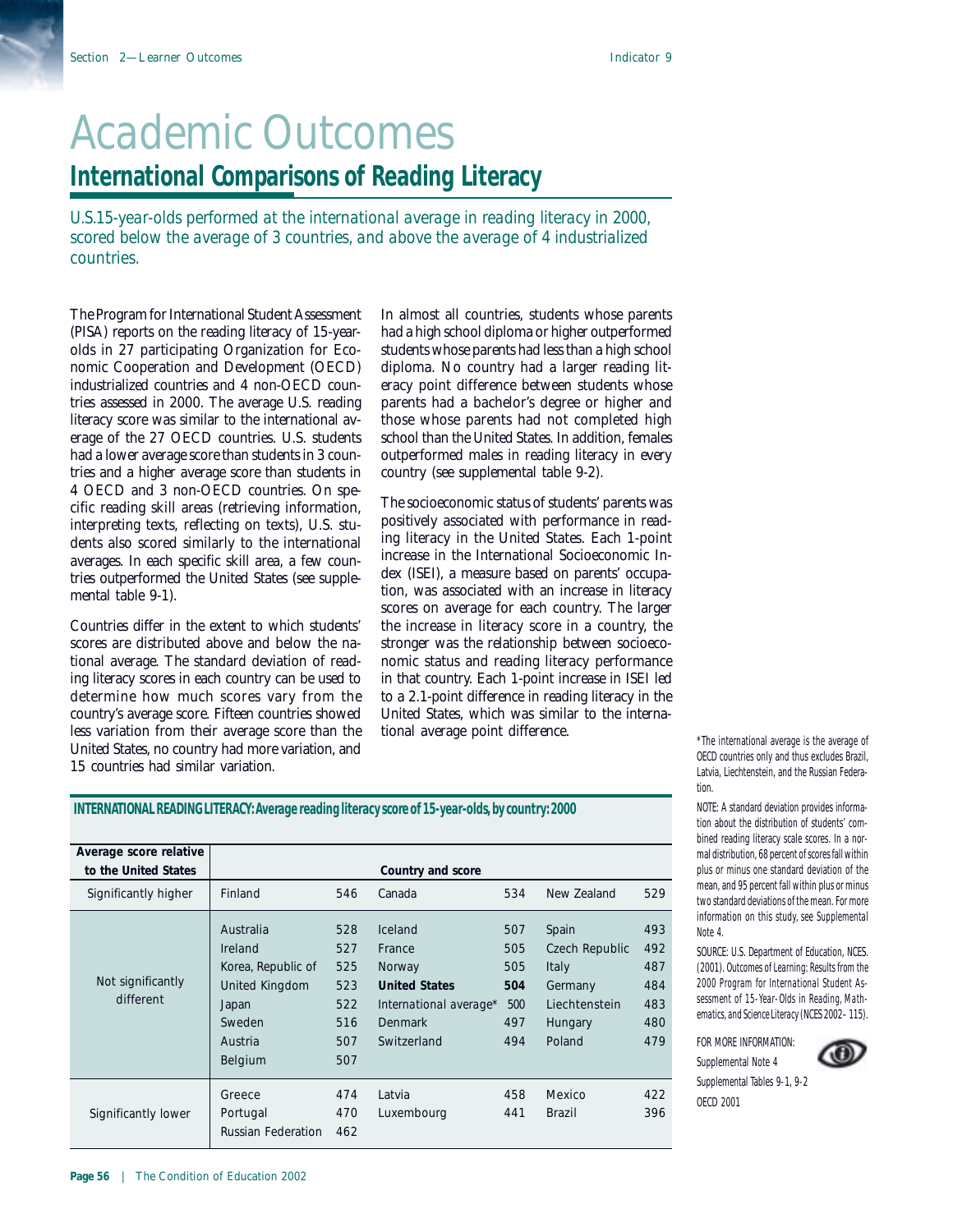# Academic Outcomes

## International Comparisons of Reading Literacy

*U.S.15-year-olds performed at the international average in reading literacy in 2000, scored below the average of 3 countries, and above the average of 4 industrialized countries.*

The Program for International Student Assessment (PISA) reports on the reading literacy of 15-year-olds in 27 participating Organization for Economic Cooperation and Development (OECD) industrialized countries and 4 non-OECD countries assessed in 2000. The average U.S. reading literacy score was similar to the international average of the 27 OECD countries. U.S. students had a lower average score than students in 3 countries and a higher average score than students in 4 OECD and 3 non-OECD countries. On specific reading skill areas (retrieving information, interpreting texts, reflecting on texts), U.S. students also scored similarly to the international averages. In each specific skill area, a few countries outperformed the United States (see supplemental table 9-1).

Countries differ in the extent to which students' scores are distributed above and below the national average. The standard deviation of reading literacy scores in each country can be used to determine how much scores vary from the country's average score. Fifteen countries showed less variation from their average score than the United States, no country had more variation, and 15 countries had similar variation.

In almost all countries, students whose parents had a high school diploma or higher outperformed students whose parents had less than a high school diploma. No country had a larger reading literacy point difference between students whose parents had a bachelor's degree or higher and those whose parents had not completed high school than the United States. In addition, females outperformed males in reading literacy in every country (see supplemental table 9-2).

The socioeconomic status of students' parents was positively associated with performance in reading literacy in the United States. Each 1-point increase in the International Socioeconomic Index (ISEI), a measure based on parents' occupation, was associated with an increase in literacy scores on average for each country. The larger the increase in literacy score in a country, the stronger was the relationship between socioeconomic status and reading literacy performance in that country. Each 1-point increase in ISEI led to a 2.1-point difference in reading literacy in the United States, which was similar to the international average point difference.

**INTERNATIONAL READING LITERACY: Average reading literacy score of 15-year-olds, by country: 2000**

| Average score relative to the United States | Country and score | | | | | |
|---|---|---|---|---|---|---|
| Significantly higher | Finland | 546 | Canada | 534 | New Zealand | 529 |
| Not significantly different | Australia | 528 | Iceland | 507 | Spain | 493 |
| | Ireland | 527 | France | 505 | Czech Republic | 492 |
| | Korea, Republic of | 525 | Norway | 505 | Italy | 487 |
| | United Kingdom | 523 | **United States** | **504** | Germany | 484 |
| | Japan | 522 | International average* | 500 | Liechtenstein | 483 |
| | Sweden | 516 | Denmark | 497 | Hungary | 480 |
| | Austria | 507 | Switzerland | 494 | Poland | 479 |
| | Belgium | 507 | | | | |
| Significantly lower | Greece | 474 | Latvia | 458 | Mexico | 422 |
| | Portugal | 470 | Luxembourg | 441 | Brazil | 396 |
| | Russian Federation | 462 | | | | |

*The international average is the average of OECD countries only and thus excludes Brazil, Latvia, Liechtenstein, and the Russian Federation.

NOTE: A standard deviation provides information about the distribution of students' combined reading literacy scale scores. In a normal distribution, 68 percent of scores fall within plus or minus one standard deviation of the mean, and 95 percent fall within plus or minus two standard deviations of the mean. For more information on this study, see Supplemental Note 4.

SOURCE: U.S. Department of Education, NCES. (2001). *Outcomes of Learning: Results from the 2000 Program for International Student Assessment of 15-Year-Olds in Reading, Mathematics, and Science Literacy* (NCES 2002–115).

FOR MORE INFORMATION:
Supplemental Note 4
Supplemental Tables 9-1, 9-2
OECD 2001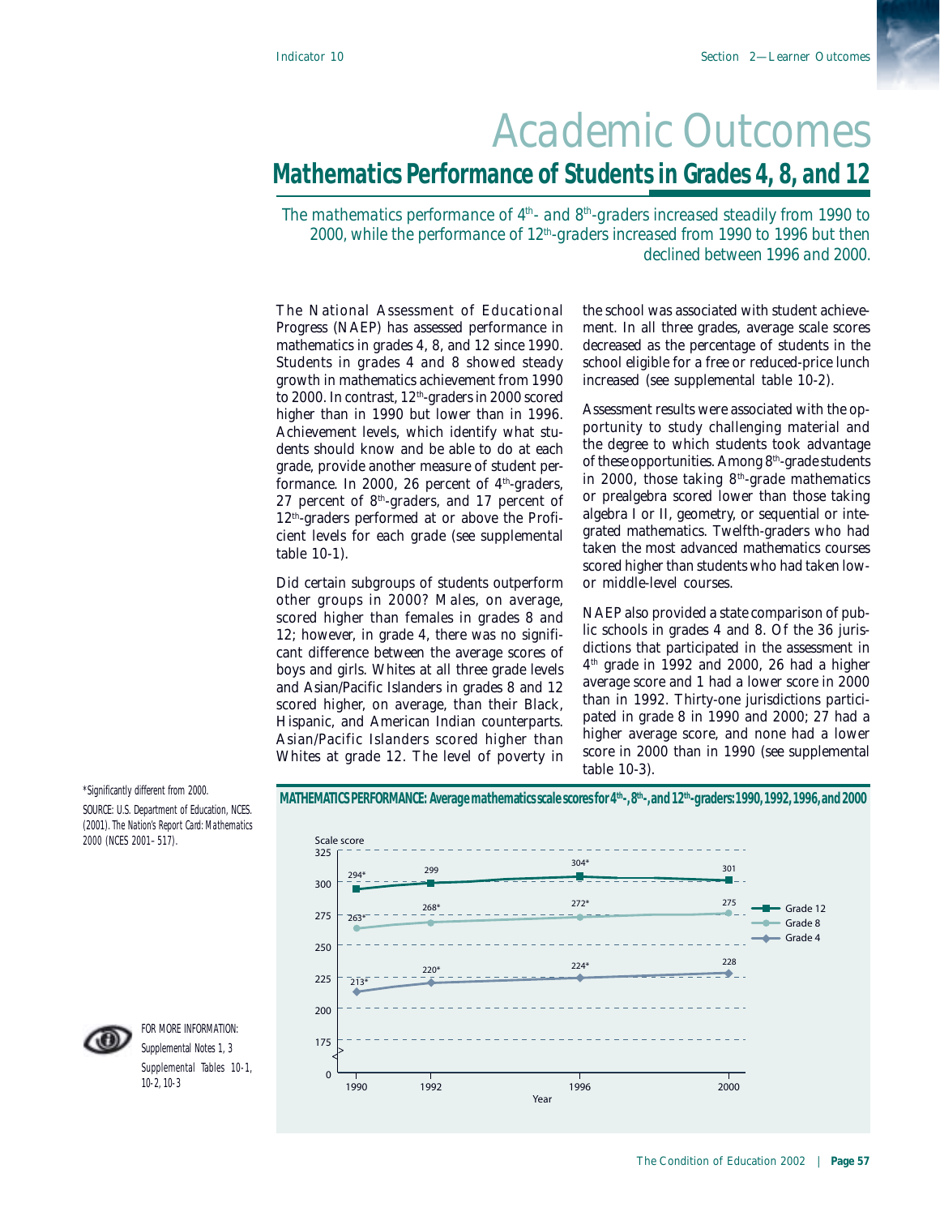# Academic Outcomes

## Mathematics Performance of Students in Grades 4, 8, and 12

*The mathematics performance of 4th- and 8th-graders increased steadily from 1990 to 2000, while the performance of 12th-graders increased from 1990 to 1996 but then declined between 1996 and 2000.*

The National Assessment of Educational Progress (NAEP) has assessed performance in mathematics in grades 4, 8, and 12 since 1990. Students in grades 4 and 8 showed steady growth in mathematics achievement from 1990 to 2000. In contrast, 12th-graders in 2000 scored higher than in 1990 but lower than in 1996. Achievement levels, which identify what students should know and be able to do at each grade, provide another measure of student performance. In 2000, 26 percent of 4th-graders, 27 percent of 8th-graders, and 17 percent of 12th-graders performed at or above the Proficient levels for each grade (see supplemental table 10-1).

Did certain subgroups of students outperform other groups in 2000? Males, on average, scored higher than females in grades 8 and 12; however, in grade 4, there was no significant difference between the average scores of boys and girls. Whites at all three grade levels and Asian/Pacific Islanders in grades 8 and 12 scored higher, on average, than their Black, Hispanic, and American Indian counterparts. Asian/Pacific Islanders scored higher than Whites at grade 12. The level of poverty in the school was associated with student achievement. In all three grades, average scale scores decreased as the percentage of students in the school eligible for a free or reduced-price lunch increased (see supplemental table 10-2).

Assessment results were associated with the opportunity to study challenging material and the degree to which students took advantage of these opportunities. Among 8th-grade students in 2000, those taking 8th-grade mathematics or prealgebra scored lower than those taking algebra I or II, geometry, or sequential or integrated mathematics. Twelfth-graders who had taken the most advanced mathematics courses scored higher than students who had taken low- or middle-level courses.

NAEP also provided a state comparison of public schools in grades 4 and 8. Of the 36 jurisdictions that participated in the assessment in 4th grade in 1992 and 2000, 26 had a higher average score and 1 had a lower score in 2000 than in 1992. Thirty-one jurisdictions participated in grade 8 in 1990 and 2000; 27 had a higher average score, and none had a lower score in 2000 than in 1990 (see supplemental table 10-3).

**MATHEMATICS PERFORMANCE: Average mathematics scale scores for 4th-, 8th-, and 12th-graders: 1990, 1992, 1996, and 2000**

| Year | Grade 12 | Grade 8 | Grade 4 |
|---|---|---|---|
| 1990 | 294* | 263* | 213* |
| 1992 | 299 | 268* | 220* |
| 1996 | 304* | 272* | 224* |
| 2000 | 301 | 275 | 228 |

*Significantly different from 2000.

SOURCE: U.S. Department of Education, NCES. (2001). *The Nation's Report Card: Mathematics 2000* (NCES 2001–517).

FOR MORE INFORMATION:
Supplemental Notes 1, 3
Supplemental Tables 10-1, 10-2, 10-3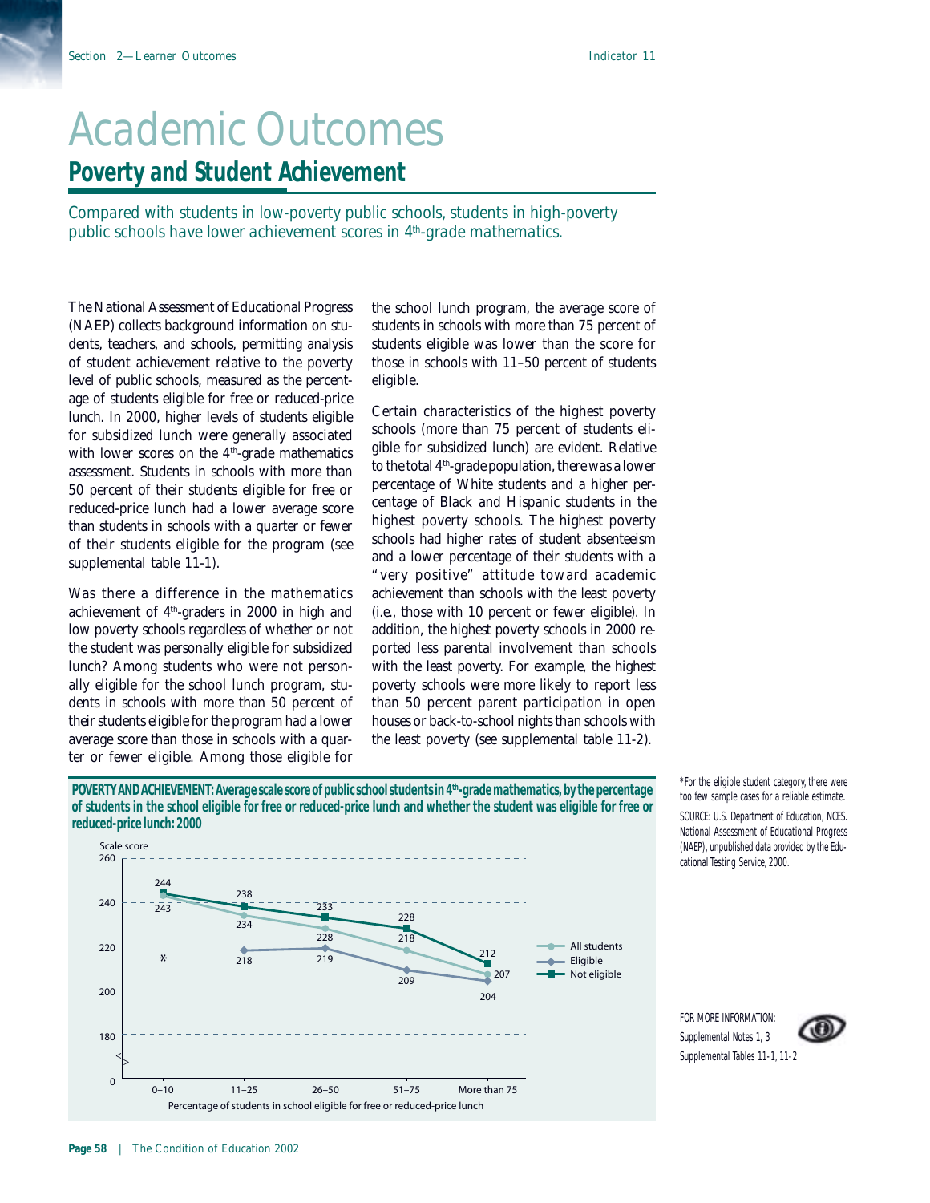# Academic Outcomes

## Poverty and Student Achievement

*Compared with students in low-poverty public schools, students in high-poverty public schools have lower achievement scores in 4th-grade mathematics.*

The National Assessment of Educational Progress (NAEP) collects background information on students, teachers, and schools, permitting analysis of student achievement relative to the poverty level of public schools, measured as the percentage of students eligible for free or reduced-price lunch. In 2000, higher levels of students eligible for subsidized lunch were generally associated with lower scores on the 4th-grade mathematics assessment. Students in schools with more than 50 percent of their students eligible for free or reduced-price lunch had a lower average score than students in schools with a quarter or fewer of their students eligible for the program (see supplemental table 11-1).

Was there a difference in the mathematics achievement of 4th-graders in 2000 in high and low poverty schools regardless of whether or not the student was personally eligible for subsidized lunch? Among students who were not personally eligible for the school lunch program, students in schools with more than 50 percent of their students eligible for the program had a lower average score than those in schools with a quarter or fewer eligible. Among those eligible for the school lunch program, the average score of students in schools with more than 75 percent of students eligible was lower than the score for those in schools with 11–50 percent of students eligible.

Certain characteristics of the highest poverty schools (more than 75 percent of students eligible for subsidized lunch) are evident. Relative to the total 4th-grade population, there was a lower percentage of White students and a higher percentage of Black and Hispanic students in the highest poverty schools. The highest poverty schools had higher rates of student absenteeism and a lower percentage of their students with a "very positive" attitude toward academic achievement than schools with the least poverty (i.e., those with 10 percent or fewer eligible). In addition, the highest poverty schools in 2000 reported less parental involvement than schools with the least poverty. For example, the highest poverty schools were more likely to report less than 50 percent parent participation in open houses or back-to-school nights than schools with the least poverty (see supplemental table 11-2).

**POVERTY AND ACHIEVEMENT: Average scale score of public school students in 4th-grade mathematics, by the percentage of students in the school eligible for free or reduced-price lunch and whether the student was eligible for free or reduced-price lunch: 2000**

| Percentage of students in school eligible for free or reduced-price lunch | All students | Eligible | Not eligible |
|---|---|---|---|
| 0–10 | 243 | * | 244 |
| 11–25 | 234 | 218 | 238 |
| 26–50 | 228 | 219 | 233 |
| 51–75 | 218 | 209 | 228 |
| More than 75 | 207 | 204 | 212 |

\*For the eligible student category, there were too few sample cases for a reliable estimate.

SOURCE: U.S. Department of Education, NCES. National Assessment of Educational Progress (NAEP), unpublished data provided by the Educational Testing Service, 2000.

FOR MORE INFORMATION:
Supplemental Notes 1, 3
Supplemental Tables 11-1, 11-2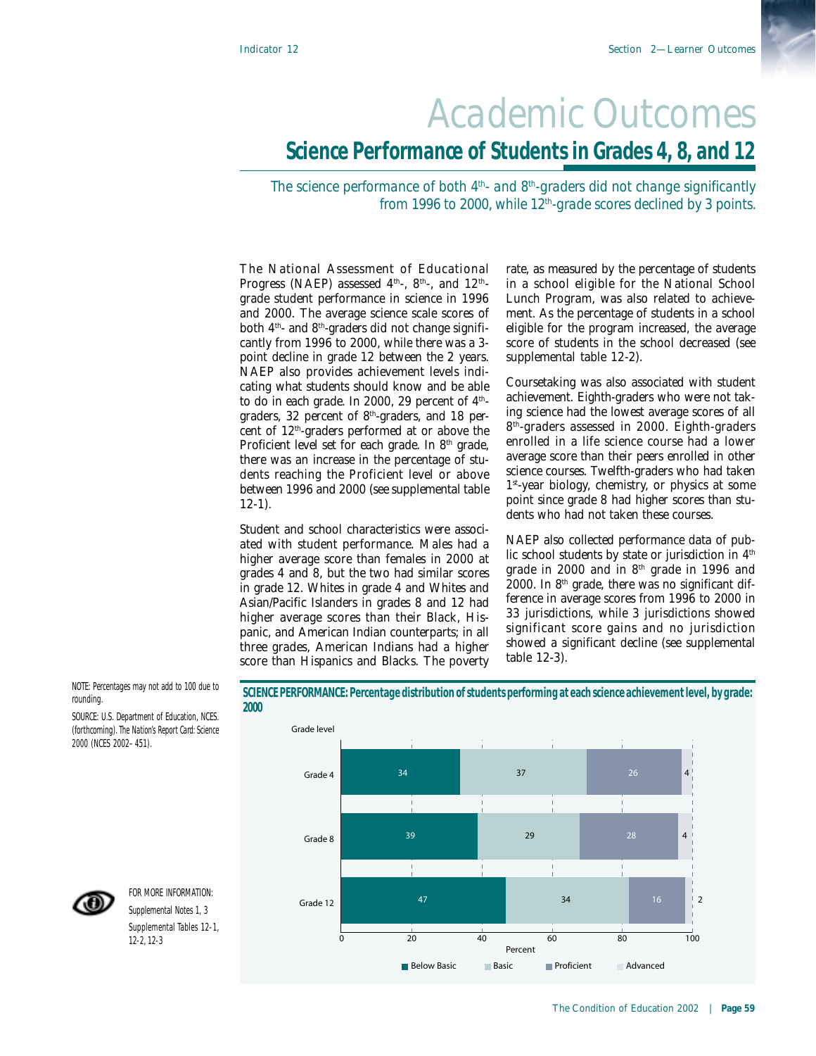# Academic Outcomes

## Science Performance of Students in Grades 4, 8, and 12

*The science performance of both 4th- and 8th-graders did not change significantly from 1996 to 2000, while 12th-grade scores declined by 3 points.*

The National Assessment of Educational Progress (NAEP) assessed 4th-, 8th-, and 12th-grade student performance in science in 1996 and 2000. The average science scale scores of both 4th- and 8th-graders did not change significantly from 1996 to 2000, while there was a 3-point decline in grade 12 between the 2 years. NAEP also provides achievement levels indicating what students should know and be able to do in each grade. In 2000, 29 percent of 4th-graders, 32 percent of 8th-graders, and 18 percent of 12th-graders performed at or above the Proficient level set for each grade. In 8th grade, there was an increase in the percentage of students reaching the Proficient level or above between 1996 and 2000 (see supplemental table 12-1).

Student and school characteristics were associated with student performance. Males had a higher average score than females in 2000 at grades 4 and 8, but the two had similar scores in grade 12. Whites in grade 4 and Whites and Asian/Pacific Islanders in grades 8 and 12 had higher average scores than their Black, Hispanic, and American Indian counterparts; in all three grades, American Indians had a higher score than Hispanics and Blacks. The poverty rate, as measured by the percentage of students in a school eligible for the National School Lunch Program, was also related to achievement. As the percentage of students in a school eligible for the program increased, the average score of students in the school decreased (see supplemental table 12-2).

Coursetaking was also associated with student achievement. Eighth-graders who were not taking science had the lowest average scores of all 8th-graders assessed in 2000. Eighth-graders enrolled in a life science course had a lower average score than their peers enrolled in other science courses. Twelfth-graders who had taken 1st-year biology, chemistry, or physics at some point since grade 8 had higher scores than students who had not taken these courses.

NAEP also collected performance data of public school students by state or jurisdiction in 4th grade in 2000 and in 8th grade in 1996 and 2000. In 8th grade, there was no significant difference in average scores from 1996 to 2000 in 33 jurisdictions, while 3 jurisdictions showed significant score gains and no jurisdiction showed a significant decline (see supplemental table 12-3).

**SCIENCE PERFORMANCE: Percentage distribution of students performing at each science achievement level, by grade: 2000**

| Grade level | Below Basic | Basic | Proficient | Advanced |
|---|---|---|---|---|
| Grade 4 | 34 | 37 | 26 | 4 |
| Grade 8 | 39 | 29 | 28 | 4 |
| Grade 12 | 47 | 34 | 16 | 2 |

NOTE: Percentages may not add to 100 due to rounding.

SOURCE: U.S. Department of Education, NCES. (forthcoming). *The Nation's Report Card: Science 2000* (NCES 2002–451).

FOR MORE INFORMATION:
Supplemental Notes 1, 3
Supplemental Tables 12-1, 12-2, 12-3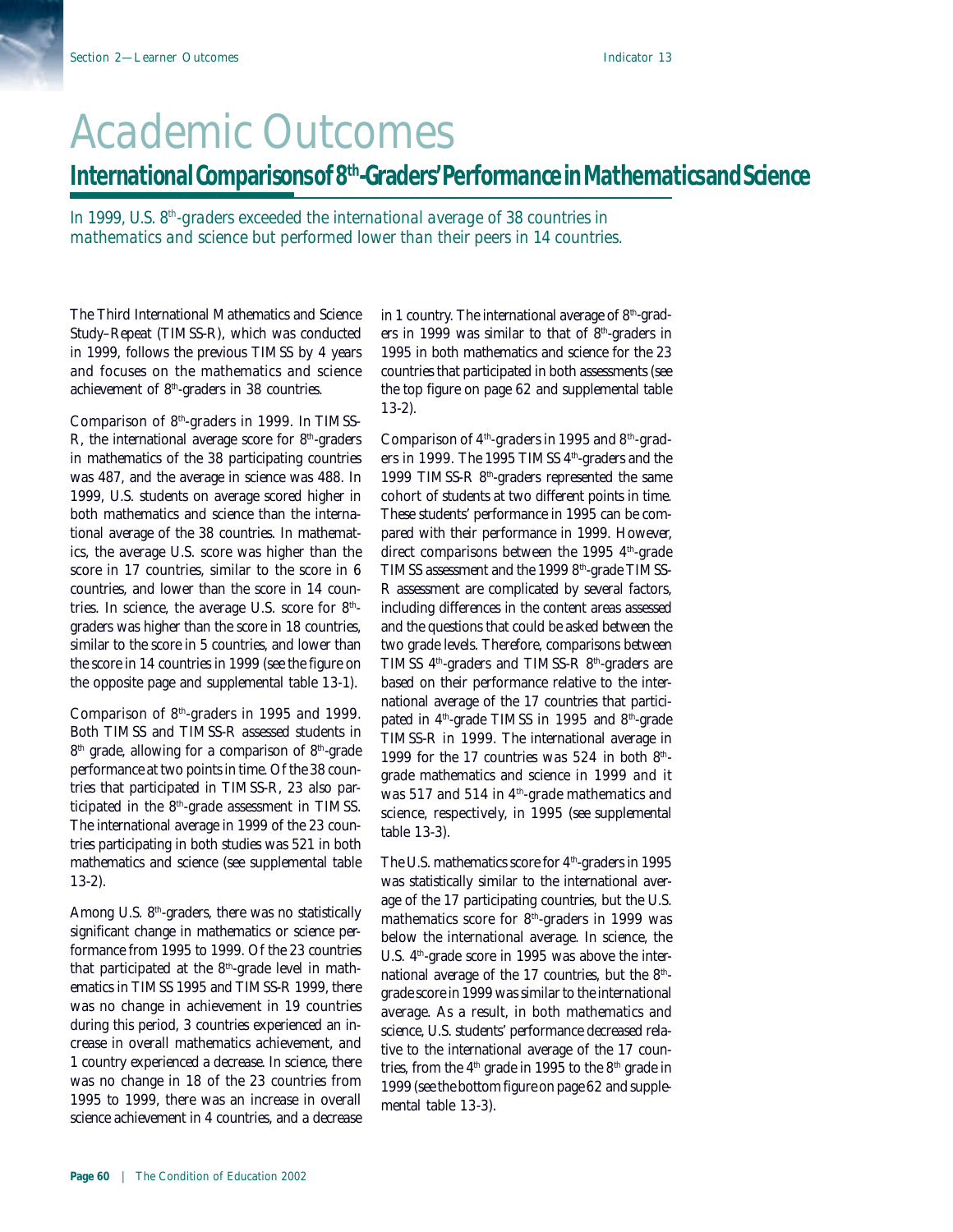# Academic Outcomes

## International Comparisons of 8th-Graders' Performance in Mathematics and Science

*In 1999, U.S. 8th-graders exceeded the international average of 38 countries in mathematics and science but performed lower than their peers in 14 countries.*

The Third International Mathematics and Science Study–Repeat (TIMSS-R), which was conducted in 1999, follows the previous TIMSS by 4 years and focuses on the mathematics and science achievement of 8th-graders in 38 countries.

Comparison of 8th-graders in 1999. In TIMSS-R, the international average score for 8th-graders in mathematics of the 38 participating countries was 487, and the average in science was 488. In 1999, U.S. students on average scored higher in both mathematics and science than the international average of the 38 countries. In mathematics, the average U.S. score was higher than the score in 17 countries, similar to the score in 6 countries, and lower than the score in 14 countries. In science, the average U.S. score for 8th-graders was higher than the score in 18 countries, similar to the score in 5 countries, and lower than the score in 14 countries in 1999 (see the figure on the opposite page and supplemental table 13-1).

Comparison of 8th-graders in 1995 and 1999. Both TIMSS and TIMSS-R assessed students in 8th grade, allowing for a comparison of 8th-grade performance at two points in time. Of the 38 countries that participated in TIMSS-R, 23 also participated in the 8th-grade assessment in TIMSS. The international average in 1999 of the 23 countries participating in both studies was 521 in both mathematics and science (see supplemental table 13-2).

Among U.S. 8th-graders, there was no statistically significant change in mathematics or science performance from 1995 to 1999. Of the 23 countries that participated at the 8th-grade level in mathematics in TIMSS 1995 and TIMSS-R 1999, there was no change in achievement in 19 countries during this period, 3 countries experienced an increase in overall mathematics achievement, and 1 country experienced a decrease. In science, there was no change in 18 of the 23 countries from 1995 to 1999, there was an increase in overall science achievement in 4 countries, and a decrease in 1 country. The international average of 8th-graders in 1999 was similar to that of 8th-graders in 1995 in both mathematics and science for the 23 countries that participated in both assessments (see the top figure on page 62 and supplemental table 13-2).

Comparison of 4th-graders in 1995 and 8th-graders in 1999. The 1995 TIMSS 4th-graders and the 1999 TIMSS-R 8th-graders represented the same cohort of students at two different points in time. These students' performance in 1995 can be compared with their performance in 1999. However, direct comparisons between the 1995 4th-grade TIMSS assessment and the 1999 8th-grade TIMSS-R assessment are complicated by several factors, including differences in the content areas assessed and the questions that could be asked between the two grade levels. Therefore, comparisons between TIMSS 4th-graders and TIMSS-R 8th-graders are based on their performance relative to the international average of the 17 countries that participated in 4th-grade TIMSS in 1995 and 8th-grade TIMSS-R in 1999. The international average in 1999 for the 17 countries was 524 in both 8th-grade mathematics and science in 1999 and it was 517 and 514 in 4th-grade mathematics and science, respectively, in 1995 (see supplemental table 13-3).

The U.S. mathematics score for 4th-graders in 1995 was statistically similar to the international average of the 17 participating countries, but the U.S. mathematics score for 8th-graders in 1999 was below the international average. In science, the U.S. 4th-grade score in 1995 was above the international average of the 17 countries, but the 8th-grade score in 1999 was similar to the international average. As a result, in both mathematics and science, U.S. students' performance decreased relative to the international average of the 17 countries, from the 4th grade in 1995 to the 8th grade in 1999 (see the bottom figure on page 62 and supplemental table 13-3).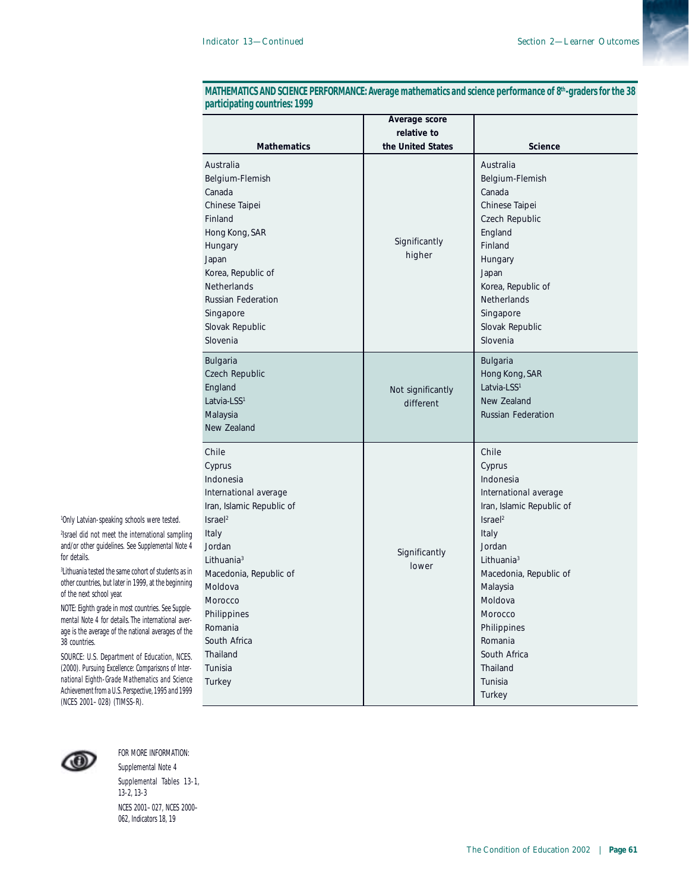**MATHEMATICS AND SCIENCE PERFORMANCE: Average mathematics and science performance of 8th-graders for the 38 participating countries: 1999**

| Mathematics | Average score relative to the United States | Science |
|---|---|---|
| Australia<br>Belgium-Flemish<br>Canada<br>Chinese Taipei<br>Finland<br>Hong Kong, SAR<br>Hungary<br>Japan<br>Korea, Republic of<br>Netherlands<br>Russian Federation<br>Singapore<br>Slovak Republic<br>Slovenia | Significantly higher | Australia<br>Belgium-Flemish<br>Canada<br>Chinese Taipei<br>Czech Republic<br>England<br>Finland<br>Hungary<br>Japan<br>Korea, Republic of<br>Netherlands<br>Singapore<br>Slovak Republic<br>Slovenia |
| Bulgaria<br>Czech Republic<br>England<br>Latvia-LSS[1]<br>Malaysia<br>New Zealand | Not significantly different | Bulgaria<br>Hong Kong, SAR<br>Latvia-LSS[1]<br>New Zealand<br>Russian Federation |
| Chile<br>Cyprus<br>Indonesia<br>International average<br>Iran, Islamic Republic of<br>Israel[2]<br>Italy<br>Jordan<br>Lithuania[3]<br>Macedonia, Republic of<br>Moldova<br>Morocco<br>Philippines<br>Romania<br>South Africa<br>Thailand<br>Tunisia<br>Turkey | Significantly lower | Chile<br>Cyprus<br>Indonesia<br>International average<br>Iran, Islamic Republic of<br>Israel[2]<br>Italy<br>Jordan<br>Lithuania[3]<br>Macedonia, Republic of<br>Malaysia<br>Moldova<br>Morocco<br>Philippines<br>Romania<br>South Africa<br>Thailand<br>Tunisia<br>Turkey |

[1]Only Latvian-speaking schools were tested.

[2]Israel did not meet the international sampling and/or other guidelines. See Supplemental Note 4 for details.

[3]Lithuania tested the same cohort of students as in other countries, but later in 1999, at the beginning of the next school year.

NOTE: Eighth grade in most countries. See Supplemental Note 4 for details. The international average is the average of the national averages of the 38 countries.

SOURCE: U.S. Department of Education, NCES. (2000). *Pursuing Excellence: Comparisons of International Eighth-Grade Mathematics and Science Achievement from a U.S. Perspective, 1995 and 1999* (NCES 2001–028) (TIMSS-R).

FOR MORE INFORMATION:
Supplemental Note 4
Supplemental Tables 13-1, 13-2, 13-3
NCES 2001–027, NCES 2000–062, Indicators 18, 19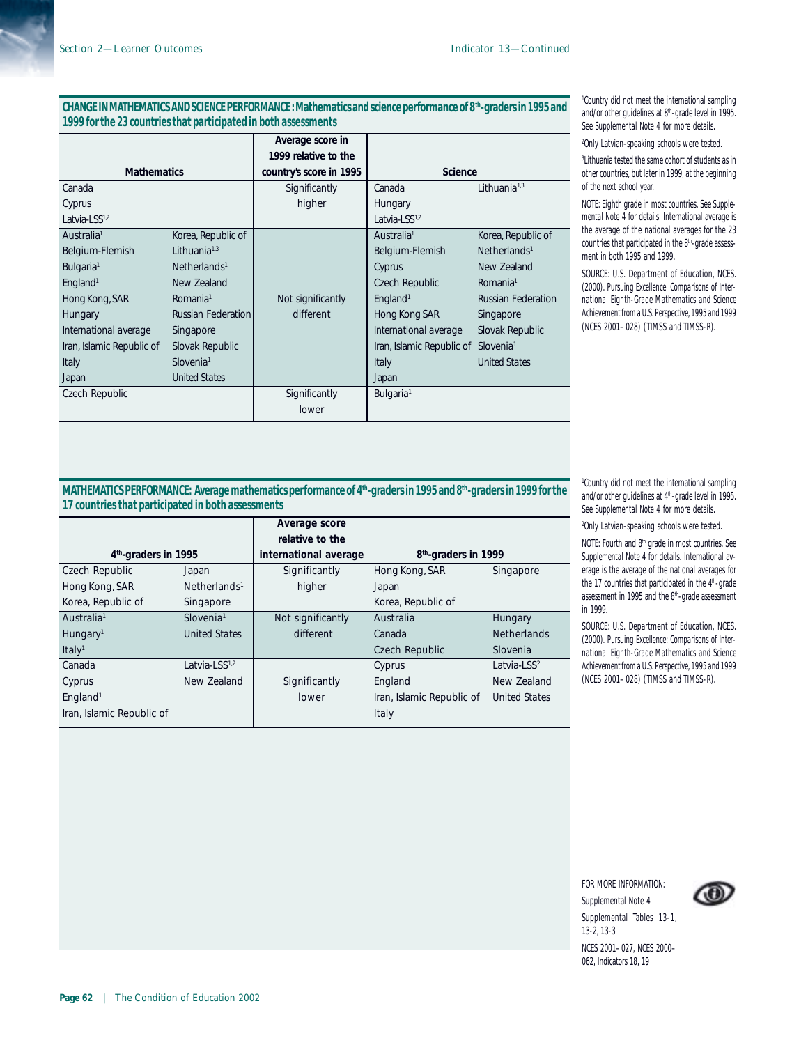**CHANGE IN MATHEMATICS AND SCIENCE PERFORMANCE: Mathematics and science performance of 8th-graders in 1995 and 1999 for the 23 countries that participated in both assessments**

| Mathematics | | Average score in 1999 relative to the country's score in 1995 | Science | |
|---|---|---|---|---|
| Canada | | Significantly higher | Canada | Lithuania[1,3] |
| Cyprus | | | Hungary | |
| Latvia-LSS[1,2] | | | Latvia-LSS[1,2] | |
| Australia[1] | Korea, Republic of | Not significantly different | Australia[1] | Korea, Republic of |
| Belgium-Flemish | Lithuania[1,3] | | Belgium-Flemish | Netherlands[1] |
| Bulgaria[1] | Netherlands[1] | | Cyprus | New Zealand |
| England[1] | New Zealand | | Czech Republic | Romania[1] |
| Hong Kong, SAR | Romania[1] | | England[1] | Russian Federation |
| Hungary | Russian Federation | | Hong Kong SAR | Singapore |
| International average | Singapore | | International average | Slovak Republic |
| Iran, Islamic Republic of | Slovak Republic | | Iran, Islamic Republic of | Slovenia[1] |
| Italy | Slovenia[1] | | Italy | United States |
| Japan | United States | | Japan | |
| Czech Republic | | Significantly lower | Bulgaria[1] | |

[1]Country did not meet the international sampling and/or other guidelines at 8th-grade level in 1995. See Supplemental Note 4 for more details.

[2]Only Latvian-speaking schools were tested.

[3]Lithuania tested the same cohort of students as in other countries, but later in 1999, at the beginning of the next school year.

NOTE: Eighth grade in most countries. See Supplemental Note 4 for details. International average is the average of the national averages for the 23 countries that participated in the 8th-grade assessment in both 1995 and 1999.

SOURCE: U.S. Department of Education, NCES. (2000). *Pursuing Excellence: Comparisons of International Eighth-Grade Mathematics and Science Achievement from a U.S. Perspective, 1995 and 1999* (NCES 2001–028) (TIMSS and TIMSS-R).

**MATHEMATICS PERFORMANCE: Average mathematics performance of 4th-graders in 1995 and 8th-graders in 1999 for the 17 countries that participated in both assessments**

| 4th-graders in 1995 | | Average score relative to the international average | 8th-graders in 1999 | |
|---|---|---|---|---|
| Czech Republic | Japan | Significantly higher | Hong Kong, SAR | Singapore |
| Hong Kong, SAR | Netherlands[1] | | Japan | |
| Korea, Republic of | Singapore | | Korea, Republic of | |
| Australia[1] | Slovenia[1] | Not significantly different | Australia | Hungary |
| Hungary[1] | United States | | Canada | Netherlands |
| Italy[1] | | | Czech Republic | Slovenia |
| Canada | Latvia-LSS[1,2] | Significantly lower | Cyprus | Latvia-LSS[2] |
| Cyprus | New Zealand | | England | New Zealand |
| England[1] | | | Iran, Islamic Republic of | United States |
| Iran, Islamic Republic of | | | Italy | |

[1]Country did not meet the international sampling and/or other guidelines at 4th-grade level in 1995. See Supplemental Note 4 for more details.

[2]Only Latvian-speaking schools were tested.

NOTE: Fourth and 8th grade in most countries. See Supplemental Note 4 for details. International average is the average of the national averages for the 17 countries that participated in the 4th-grade assessment in 1995 and the 8th-grade assessment in 1999.

SOURCE: U.S. Department of Education, NCES. (2000). *Pursuing Excellence: Comparisons of International Eighth-Grade Mathematics and Science Achievement from a U.S. Perspective, 1995 and 1999* (NCES 2001–028) (TIMSS and TIMSS-R).

FOR MORE INFORMATION:
Supplemental Note 4
Supplemental Tables 13-1, 13-2, 13-3
NCES 2001–027, NCES 2000–062, Indicators 18, 19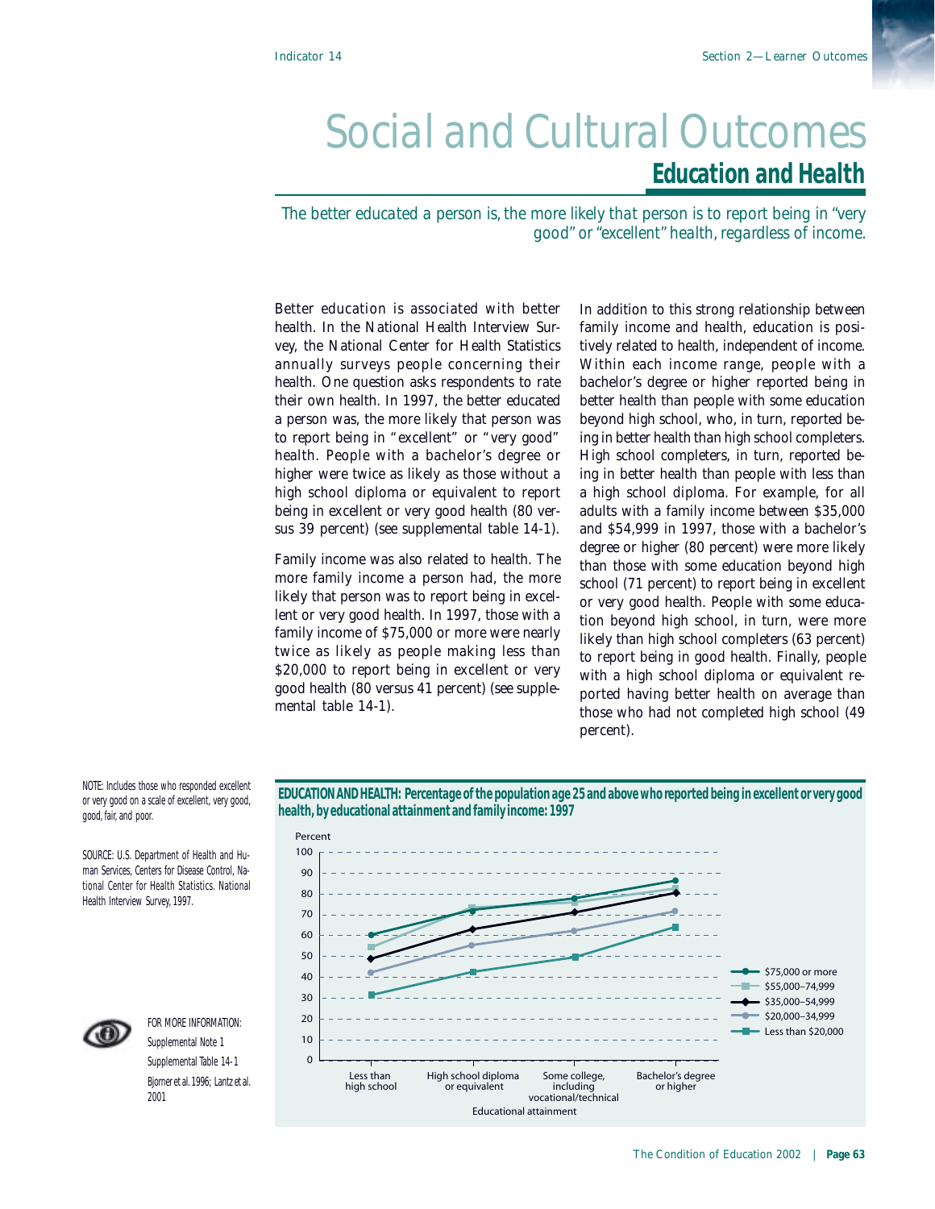# Social and Cultural Outcomes

## Education and Health

*The better educated a person is, the more likely that person is to report being in "very good" or "excellent" health, regardless of income.*

Better education is associated with better health. In the National Health Interview Survey, the National Center for Health Statistics annually surveys people concerning their health. One question asks respondents to rate their own health. In 1997, the better educated a person was, the more likely that person was to report being in "excellent" or "very good" health. People with a bachelor's degree or higher were twice as likely as those without a high school diploma or equivalent to report being in excellent or very good health (80 versus 39 percent) (see supplemental table 14-1).

Family income was also related to health. The more family income a person had, the more likely that person was to report being in excellent or very good health. In 1997, those with a family income of $75,000 or more were nearly twice as likely as people making less than $20,000 to report being in excellent or very good health (80 versus 41 percent) (see supplemental table 14-1).

In addition to this strong relationship between family income and health, education is positively related to health, independent of income. Within each income range, people with a bachelor's degree or higher reported being in better health than people with some education beyond high school, who, in turn, reported being in better health than high school completers. High school completers, in turn, reported being in better health than people with less than a high school diploma. For example, for all adults with a family income between $35,000 and $54,999 in 1997, those with a bachelor's degree or higher (80 percent) were more likely than those with some education beyond high school (71 percent) to report being in excellent or very good health. People with some education beyond high school, in turn, were more likely than high school completers (63 percent) to report being in good health. Finally, people with a high school diploma or equivalent reported having better health on average than those who had not completed high school (49 percent).

NOTE: Includes those who responded excellent or very good on a scale of excellent, very good, good, fair, and poor.

SOURCE: U.S. Department of Health and Human Services, Centers for Disease Control, National Center for Health Statistics. National Health Interview Survey, 1997.

FOR MORE INFORMATION:
Supplemental Note 1
Supplemental Table 14-1
Bjorner et al. 1996; Lantz et al. 2001

**EDUCATION AND HEALTH: Percentage of the population age 25 and above who reported being in excellent or very good health, by educational attainment and family income: 1997**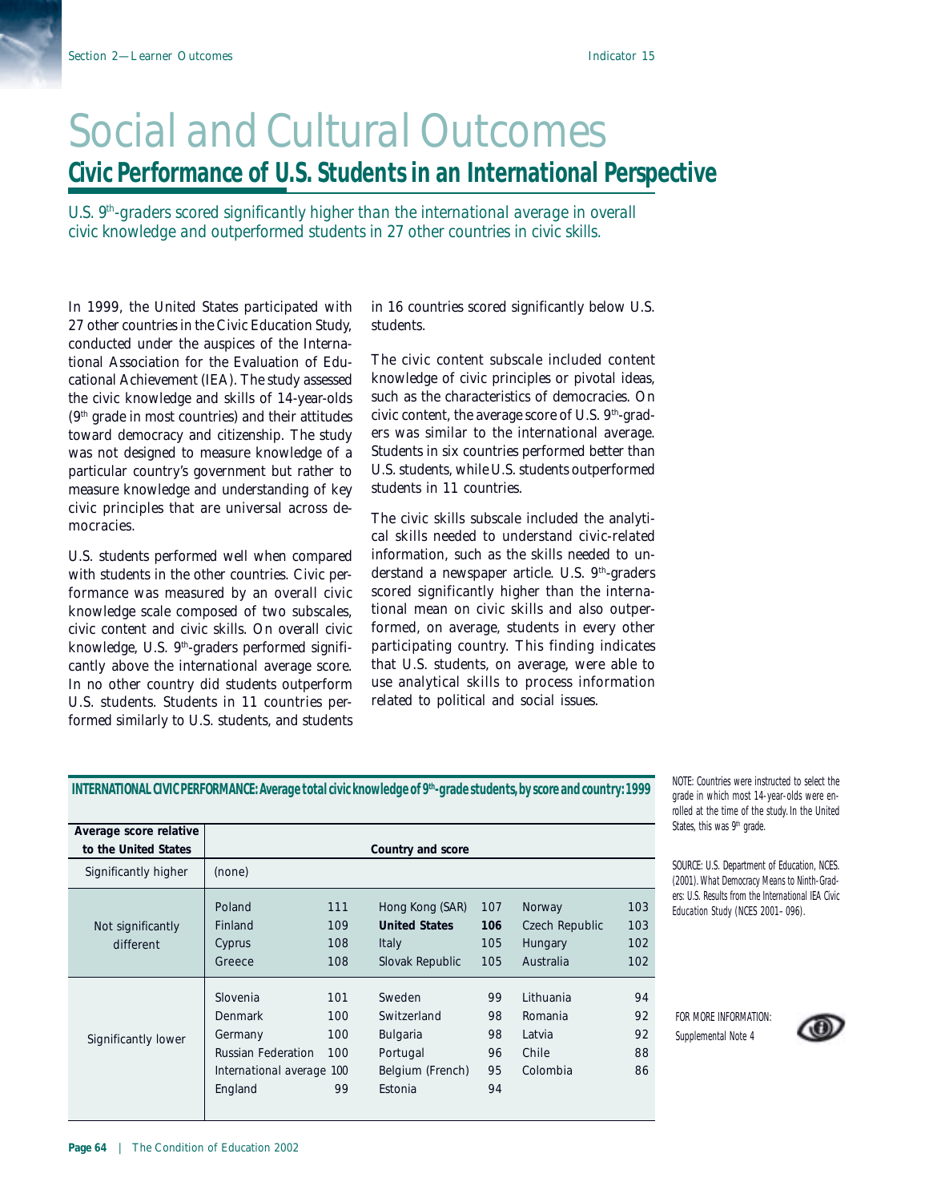# Social and Cultural Outcomes

## Civic Performance of U.S. Students in an International Perspective

*U.S. 9th-graders scored significantly higher than the international average in overall civic knowledge and outperformed students in 27 other countries in civic skills.*

In 1999, the United States participated with 27 other countries in the Civic Education Study, conducted under the auspices of the International Association for the Evaluation of Educational Achievement (IEA). The study assessed the civic knowledge and skills of 14-year-olds (9th grade in most countries) and their attitudes toward democracy and citizenship. The study was not designed to measure knowledge of a particular country's government but rather to measure knowledge and understanding of key civic principles that are universal across democracies.

U.S. students performed well when compared with students in the other countries. Civic performance was measured by an overall civic knowledge scale composed of two subscales, civic content and civic skills. On overall civic knowledge, U.S. 9th-graders performed significantly above the international average score. In no other country did students outperform U.S. students. Students in 11 countries performed similarly to U.S. students, and students in 16 countries scored significantly below U.S. students.

The civic content subscale included content knowledge of civic principles or pivotal ideas, such as the characteristics of democracies. On civic content, the average score of U.S. 9th-graders was similar to the international average. Students in six countries performed better than U.S. students, while U.S. students outperformed students in 11 countries.

The civic skills subscale included the analytical skills needed to understand civic-related information, such as the skills needed to understand a newspaper article. U.S. 9th-graders scored significantly higher than the international mean on civic skills and also outperformed, on average, students in every other participating country. This finding indicates that U.S. students, on average, were able to use analytical skills to process information related to political and social issues.

**INTERNATIONAL CIVIC PERFORMANCE: Average total civic knowledge of 9th-grade students, by score and country: 1999**

| Average score relative to the United States | Country and score | | | | | |
|---|---|---|---|---|---|---|
| Significantly higher | (none) | | | | | |
| Not significantly different | Poland | 111 | Hong Kong (SAR) | 107 | Norway | 103 |
| | Finland | 109 | **United States** | **106** | Czech Republic | 103 |
| | Cyprus | 108 | Italy | 105 | Hungary | 102 |
| | Greece | 108 | Slovak Republic | 105 | Australia | 102 |
| Significantly lower | Slovenia | 101 | Sweden | 99 | Lithuania | 94 |
| | Denmark | 100 | Switzerland | 98 | Romania | 92 |
| | Germany | 100 | Bulgaria | 98 | Latvia | 92 |
| | Russian Federation | 100 | Portugal | 96 | Chile | 88 |
| | International average | 100 | Belgium (French) | 95 | Colombia | 86 |
| | England | 99 | Estonia | 94 | | |

NOTE: Countries were instructed to select the grade in which most 14-year-olds were enrolled at the time of the study. In the United States, this was 9th grade.

SOURCE: U.S. Department of Education, NCES. (2001). *What Democracy Means to Ninth-Graders: U.S. Results from the International IEA Civic Education Study* (NCES 2001–096).

FOR MORE INFORMATION:
Supplemental Note 4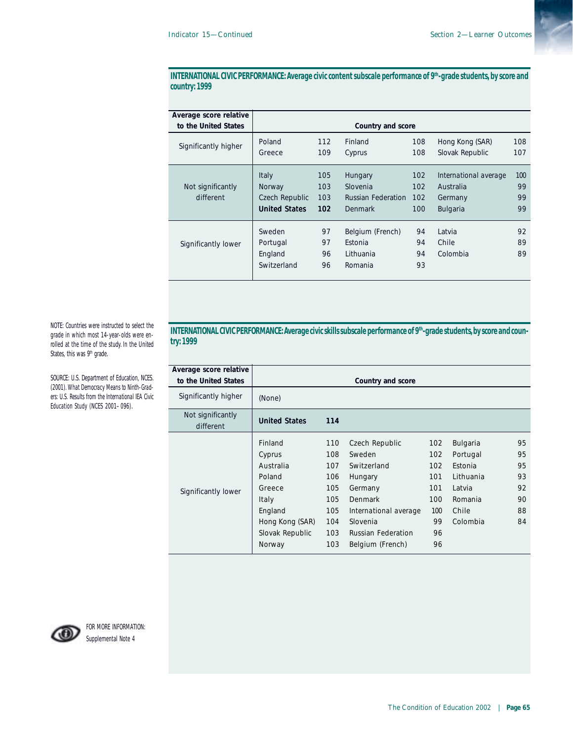**INTERNATIONAL CIVIC PERFORMANCE: Average civic content subscale performance of 9th-grade students, by score and country: 1999**

| Average score relative to the United States | Country and score | | | | | |
|---|---|---|---|---|---|---|
| Significantly higher | Poland | 112 | Finland | 108 | Hong Kong (SAR) | 108 |
| | Greece | 109 | Cyprus | 108 | Slovak Republic | 107 |
| Not significantly different | Italy | 105 | Hungary | 102 | International average | 100 |
| | Norway | 103 | Slovenia | 102 | Australia | 99 |
| | Czech Republic | 103 | Russian Federation | 102 | Germany | 99 |
| | **United States** | **102** | Denmark | 100 | Bulgaria | 99 |
| Significantly lower | Sweden | 97 | Belgium (French) | 94 | Latvia | 92 |
| | Portugal | 97 | Estonia | 94 | Chile | 89 |
| | England | 96 | Lithuania | 94 | Colombia | 89 |
| | Switzerland | 96 | Romania | 93 | | |

**INTERNATIONAL CIVIC PERFORMANCE: Average civic skills subscale performance of 9th-grade students, by score and country: 1999**

| Average score relative to the United States | Country and score | | | | | |
|---|---|---|---|---|---|---|
| Significantly higher | (None) | | | | | |
| Not significantly different | **United States** | **114** | | | | |
| Significantly lower | Finland | 110 | Czech Republic | 102 | Bulgaria | 95 |
| | Cyprus | 108 | Sweden | 102 | Portugal | 95 |
| | Australia | 107 | Switzerland | 102 | Estonia | 95 |
| | Poland | 106 | Hungary | 101 | Lithuania | 93 |
| | Greece | 105 | Germany | 101 | Latvia | 92 |
| | Italy | 105 | Denmark | 100 | Romania | 90 |
| | England | 105 | International average | 100 | Chile | 88 |
| | Hong Kong (SAR) | 104 | Slovenia | 99 | Colombia | 84 |
| | Slovak Republic | 103 | Russian Federation | 96 | | |
| | Norway | 103 | Belgium (French) | 96 | | |

NOTE: Countries were instructed to select the grade in which most 14-year-olds were enrolled at the time of the study. In the United States, this was 9th grade.

SOURCE: U.S. Department of Education, NCES. (2001). What Democracy Means to Ninth-Graders: U.S. Results from the International IEA Civic Education Study (NCES 2001–096).

FOR MORE INFORMATION: Supplemental Note 4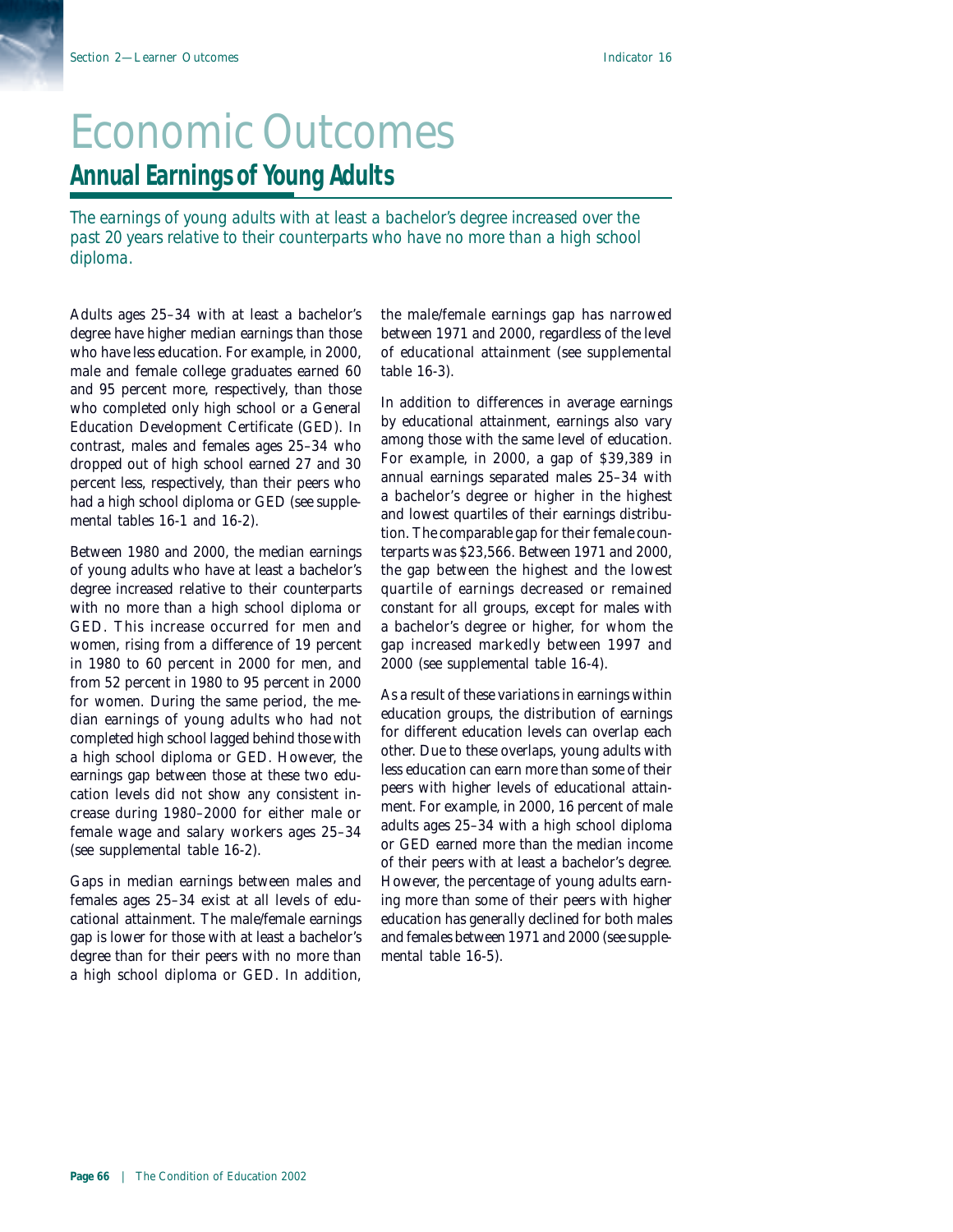# Economic Outcomes

## Annual Earnings of Young Adults

*The earnings of young adults with at least a bachelor's degree increased over the past 20 years relative to their counterparts who have no more than a high school diploma.*

Adults ages 25–34 with at least a bachelor's degree have higher median earnings than those who have less education. For example, in 2000, male and female college graduates earned 60 and 95 percent more, respectively, than those who completed only high school or a General Education Development Certificate (GED). In contrast, males and females ages 25–34 who dropped out of high school earned 27 and 30 percent less, respectively, than their peers who had a high school diploma or GED (see supplemental tables 16-1 and 16-2).

Between 1980 and 2000, the median earnings of young adults who have at least a bachelor's degree increased relative to their counterparts with no more than a high school diploma or GED. This increase occurred for men and women, rising from a difference of 19 percent in 1980 to 60 percent in 2000 for men, and from 52 percent in 1980 to 95 percent in 2000 for women. During the same period, the median earnings of young adults who had not completed high school lagged behind those with a high school diploma or GED. However, the earnings gap between those at these two education levels did not show any consistent increase during 1980–2000 for either male or female wage and salary workers ages 25–34 (see supplemental table 16-2).

Gaps in median earnings between males and females ages 25–34 exist at all levels of educational attainment. The male/female earnings gap is lower for those with at least a bachelor's degree than for their peers with no more than a high school diploma or GED. In addition, the male/female earnings gap has narrowed between 1971 and 2000, regardless of the level of educational attainment (see supplemental table 16-3).

In addition to differences in average earnings by educational attainment, earnings also vary among those with the same level of education. For example, in 2000, a gap of $39,389 in annual earnings separated males 25–34 with a bachelor's degree or higher in the highest and lowest quartiles of their earnings distribution. The comparable gap for their female counterparts was $23,566. Between 1971 and 2000, the gap between the highest and the lowest quartile of earnings decreased or remained constant for all groups, except for males with a bachelor's degree or higher, for whom the gap increased markedly between 1997 and 2000 (see supplemental table 16-4).

As a result of these variations in earnings within education groups, the distribution of earnings for different education levels can overlap each other. Due to these overlaps, young adults with less education can earn more than some of their peers with higher levels of educational attainment. For example, in 2000, 16 percent of male adults ages 25–34 with a high school diploma or GED earned more than the median income of their peers with at least a bachelor's degree. However, the percentage of young adults earning more than some of their peers with higher education has generally declined for both males and females between 1971 and 2000 (see supplemental table 16-5).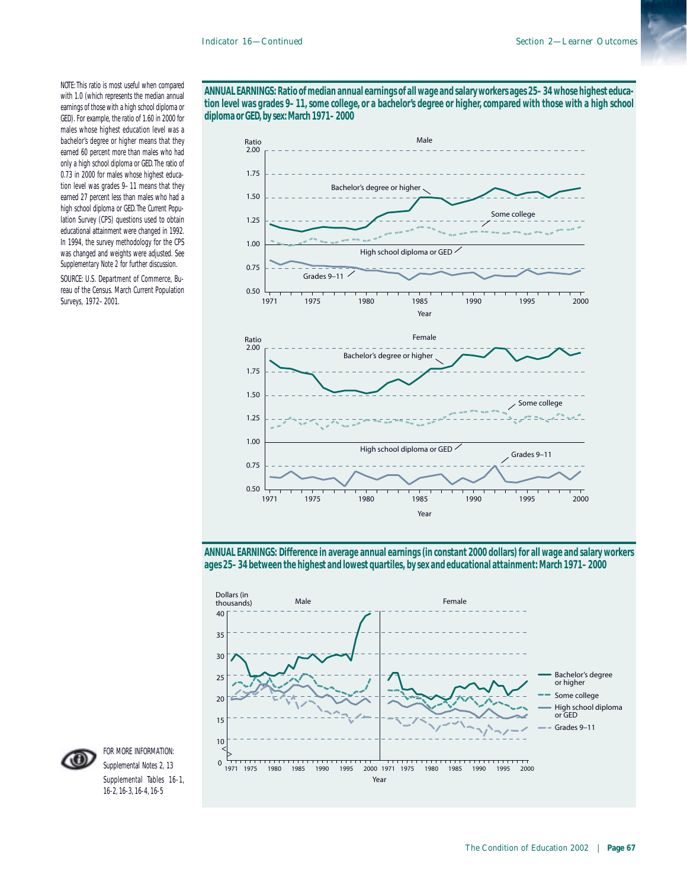NOTE: This ratio is most useful when compared with 1.0 (which represents the median annual earnings of those with a high school diploma or GED). For example, the ratio of 1.60 in 2000 for males whose highest education level was a bachelor's degree or higher means that they earned 60 percent more than males who had only a high school diploma or GED. The ratio of 0.73 in 2000 for males whose highest education level was grades 9–11 means that they earned 27 percent less than males who had a high school diploma or GED. The Current Population Survey (CPS) questions used to obtain educational attainment were changed in 1992. In 1994, the survey methodology for the CPS was changed and weights were adjusted. See Supplementary Note 2 for further discussion.

SOURCE: U.S. Department of Commerce, Bureau of the Census. March Current Population Surveys, 1972–2001.

**ANNUAL EARNINGS: Ratio of median annual earnings of all wage and salary workers ages 25–34 whose highest education level was grades 9–11, some college, or a bachelor's degree or higher, compared with those with a high school diploma or GED, by sex: March 1971–2000**

Male

Ratio

2.00
1.75
1.50
1.25
1.00
0.75
0.50

Bachelor's degree or higher
Some college
High school diploma or GED
Grades 9–11

1971 1975 1980 1985 1990 1995 2000

Year

Female

Ratio

2.00
1.75
1.50
1.25
1.00
0.75
0.50

Bachelor's degree or higher
Some college
High school diploma or GED
Grades 9–11

1971 1975 1980 1985 1990 1995 2000

Year

**ANNUAL EARNINGS: Difference in average annual earnings (in constant 2000 dollars) for all wage and salary workers ages 25–34 between the highest and lowest quartiles, by sex and educational attainment: March 1971–2000**

Dollars (in thousands)

Male

Female

40
35
30
25
20
15
10
0

1971 1975 1980 1985 1990 1995 2000 1971 1975 1980 1985 1990 1995 2000

Year

Bachelor's degree or higher
Some college
High school diploma or GED
Grades 9–11

FOR MORE INFORMATION:
Supplemental Notes 2, 13
Supplemental Tables 16-1, 16-2, 16-3, 16-4, 16-5